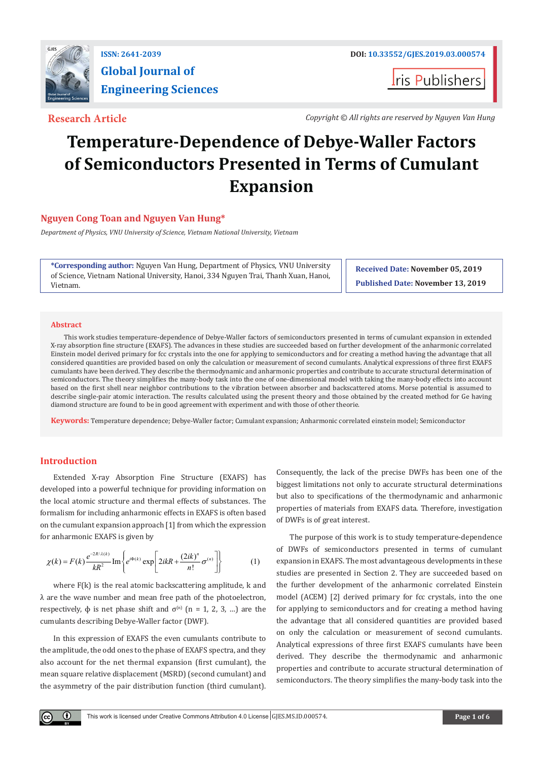ISSN: 2641-2039

DOI: 10.33552/GJES.2019.03.000574

# Global Journal of Engineering Sciences

Iris Publishers

**Research Article**

*Copyright © All rights are reserved by Nguyen Van Hung*

# Temperature-Dependence of Debye-Waller Factors of Semiconductors Presented in Terms of Cumulant Expansion

**Nguyen Cong Toan and Nguyen Van Hung***

*Department of Physics, VNU University of Science, Vietnam National University, Vietnam*

**\*Corresponding author:** Nguyen Van Hung, Department of Physics, VNU University of Science, Vietnam National University, Hanoi, 334 Nguyen Trai, Thanh Xuan, Hanoi, Vietnam.

**Received Date:** November 05, 2019

**Published Date:** November 13, 2019

## Abstract

This work studies temperature-dependence of Debye-Waller factors of semiconductors presented in terms of cumulant expansion in extended X-ray absorption fine structure (EXAFS). The advances in these studies are succeeded based on further development of the anharmonic correlated Einstein model derived primary for fcc crystals into the one for applying to semiconductors and for creating a method having the advantage that all considered quantities are provided based on only the calculation or measurement of second cumulants. Analytical expressions of three first EXAFS cumulants have been derived. They describe the thermodynamic and anharmonic properties and contribute to accurate structural determination of semiconductors. The theory simplifies the many-body task into the one of one-dimensional model with taking the many-body effects into account based on the first shell near neighbor contributions to the vibration between absorber and backscattered atoms. Morse potential is assumed to describe single-pair atomic interaction. The results calculated using the present theory and those obtained by the created method for Ge having diamond structure are found to be in good agreement with experiment and with those of other theorie.

**Keywords:** Temperature dependence; Debye-Waller factor; Cumulant expansion; Anharmonic correlated einstein model; Semiconductor

## Introduction

Extended X-ray Absorption Fine Structure (EXAFS) has developed into a powerful technique for providing information on the local atomic structure and thermal effects of substances. The formalism for including anharmonic effects in EXAFS is often based on the cumulant expansion approach [1] from which the expression for anharmonic EXAFS is given by

$$\chi(k) = F(k)\frac{e^{-2R/\lambda(k)}}{kR^2}\operatorname{Im}\left\{e^{i\Phi(k)}\exp\left[2ikR + \frac{(2ik)^n}{n!}\sigma^{(n)}\right]\right\} \qquad (1)$$

where F(k) is the real atomic backscattering amplitude, k and λ are the wave number and mean free path of the photoelectron, respectively, ϕ is net phase shift and $\sigma^{(n)}$ (n = 1, 2, 3, ...) are the cumulants describing Debye-Waller factor (DWF).

In this expression of EXAFS the even cumulants contribute to the amplitude, the odd ones to the phase of EXAFS spectra, and they also account for the net thermal expansion (first cumulant), the mean square relative displacement (MSRD) (second cumulant) and the asymmetry of the pair distribution function (third cumulant). Consequently, the lack of the precise DWFs has been one of the biggest limitations not only to accurate structural determinations but also to specifications of the thermodynamic and anharmonic properties of materials from EXAFS data. Therefore, investigation of DWFs is of great interest.

The purpose of this work is to study temperature-dependence of DWFs of semiconductors presented in terms of cumulant expansion in EXAFS. The most advantageous developments in these studies are presented in Section 2. They are succeeded based on the further development of the anharmonic correlated Einstein model (ACEM) [2] derived primary for fcc crystals, into the one for applying to semiconductors and for creating a method having the advantage that all considered quantities are provided based on only the calculation or measurement of second cumulants. Analytical expressions of three first EXAFS cumulants have been derived. They describe the thermodynamic and anharmonic properties and contribute to accurate structural determination of semiconductors. The theory simplifies the many-body task into the

This work is licensed under Creative Commons Attribution 4.0 License GJES.MS.ID.000574.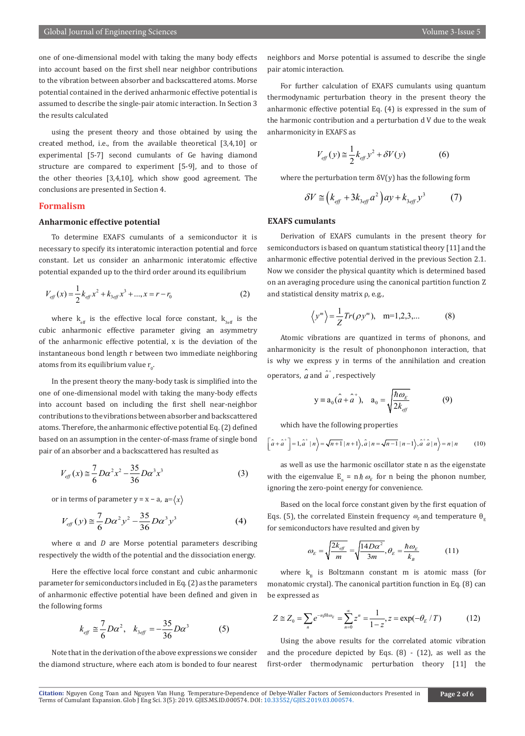one of one-dimensional model with taking the many body effects into account based on the first shell near neighbor contributions to the vibration between absorber and backscattered atoms. Morse potential contained in the derived anharmonic effective potential is assumed to describe the single-pair atomic interaction. In Section 3 the results calculated

using the present theory and those obtained by using the created method, i.e., from the available theoretical [3,4,10] or experimental [5-7] second cumulants of Ge having diamond structure are compared to experiment [5-9], and to those of the other theories [3,4,10], which show good agreement. The conclusions are presented in Section 4.

## Formalism

### Anharmonic effective potential

To determine EXAFS cumulants of a semiconductor it is necessary to specify its interatomic interaction potential and force constant. Let us consider an anharmonic interatomic effective potential expanded up to the third order around its equilibrium

$$V_{eff}(x) = \frac{1}{2}k_{eff}x^2 + k_{3eff}x^3 + ..., x = r - r_0 \qquad (2)$$

where $k_{eff}$ is the effective local force constant, $k_{3eff}$ is the cubic anharmonic effective parameter giving an asymmetry of the anharmonic effective potential, x is the deviation of the instantaneous bond length r between two immediate neighboring atoms from its equilibrium value $r_0$.

In the present theory the many-body task is simplified into the one of one-dimensional model with taking the many-body effects into account based on including the first shell near-neighbor contributions to the vibrations between absorber and backscattered atoms. Therefore, the anharmonic effective potential Eq. (2) defined based on an assumption in the center-of-mass frame of single bond pair of an absorber and a backscattered has resulted as

$$V_{eff}(x) \cong \frac{7}{6}D\alpha^2 x^2 - \frac{35}{36}D\alpha^3 x^3 \qquad (3)$$

or in terms of parameter y = x − a, $a = \langle x \rangle$

$$V_{eff}(y) \cong \frac{7}{6}D\alpha^2 y^2 - \frac{35}{36}D\alpha^3 y^3 \qquad (4)$$

where α and *D* are Morse potential parameters describing respectively the width of the potential and the dissociation energy.

Here the effective local force constant and cubic anharmonic parameter for semiconductors included in Eq. (2) as the parameters of anharmonic effective potential have been defined and given in the following forms

$$k_{eff} \cong \frac{7}{6}D\alpha^2, \quad k_{3eff} = -\frac{35}{36}D\alpha^3 \qquad (5)$$

Note that in the derivation of the above expressions we consider the diamond structure, where each atom is bonded to four nearest neighbors and Morse potential is assumed to describe the single pair atomic interaction.

For further calculation of EXAFS cumulants using quantum thermodynamic perturbation theory in the present theory the anharmonic effective potential Eq. (4) is expressed in the sum of the harmonic contribution and a perturbation d V due to the weak anharmonicity in EXAFS as

$$V_{eff}(y) \cong \frac{1}{2}k_{eff}y^2 + \delta V(y) \qquad (6)$$

where the perturbation term δV(y) has the following form

$$\delta V_E \cong \left(k_{eff} + 3k_{3eff}a^2\right)ay + k_{3eff}y^3 \qquad (7)$$

### EXAFS cumulants

Derivation of EXAFS cumulants in the present theory for semiconductors is based on quantum statistical theory [11] and the anharmonic effective potential derived in the previous Section 2.1. Now we consider the physical quantity which is determined based on an averaging procedure using the canonical partition function Z and statistical density matrix ρ, e.g.,

$$\left\langle y^m \right\rangle = \frac{1}{Z}Tr(\rho y^m), \quad \text{m=1,2,3,...} \qquad (8)$$

Atomic vibrations are quantized in terms of phonons, and anharmonicity is the result of phononphonon interaction, that is why we express y in terms of the annihilation and creation operators, $\hat{a}$ and $\hat{a}^+$, respectively

$$y \equiv a_0(\hat{a} + \hat{a}^+), \quad a_0 = \sqrt{\frac{\hbar\omega_E}{2k_{eff}}} \qquad (9)$$

which have the following properties

$$\left[\hat{a} + \hat{a}^+\right] = 1, \hat{a}^+ \,|\, n\rangle = \sqrt{n+1}\,|\, n+1\rangle, \hat{a}\,|\, n = \sqrt{n-1}\,|\, n-1\rangle, \hat{a}^+\hat{a}\,|\, n\rangle = n\,|\, n \qquad (10)$$

as well as use the harmonic oscillator state n as the eigenstate with the eigenvalue $E_n = n\hbar\omega_E$ for n being the phonon number, ignoring the zero-point energy for convenience.

Based on the local force constant given by the first equation of Eqs. (5), the correlated Einstein frequency $\omega_E$ and temperature $\theta_E$ for semiconductors have resulted and given by

$$\omega_E = \sqrt{\frac{2k_{eff}}{m}} = \sqrt{\frac{14D\alpha^2}{3m}}, \theta_E = \frac{\hbar\omega_E}{k_B} \qquad (11)$$

where $k_B$ is Boltzmann constant m is atomic mass (for monatomic crystal). The canonical partition function in Eq. (8) can be expressed as

$$Z \cong Z_0 = \sum_n e^{-n\beta\hbar\omega_E} = \sum_{n=0}^{\infty} z^n = \frac{1}{1-z}, z = \exp(-\theta_E / T) \qquad (12)$$

Using the above results for the correlated atomic vibration and the procedure depicted by Eqs. (8) - (12), as well as the first-order thermodynamic perturbation theory [11] the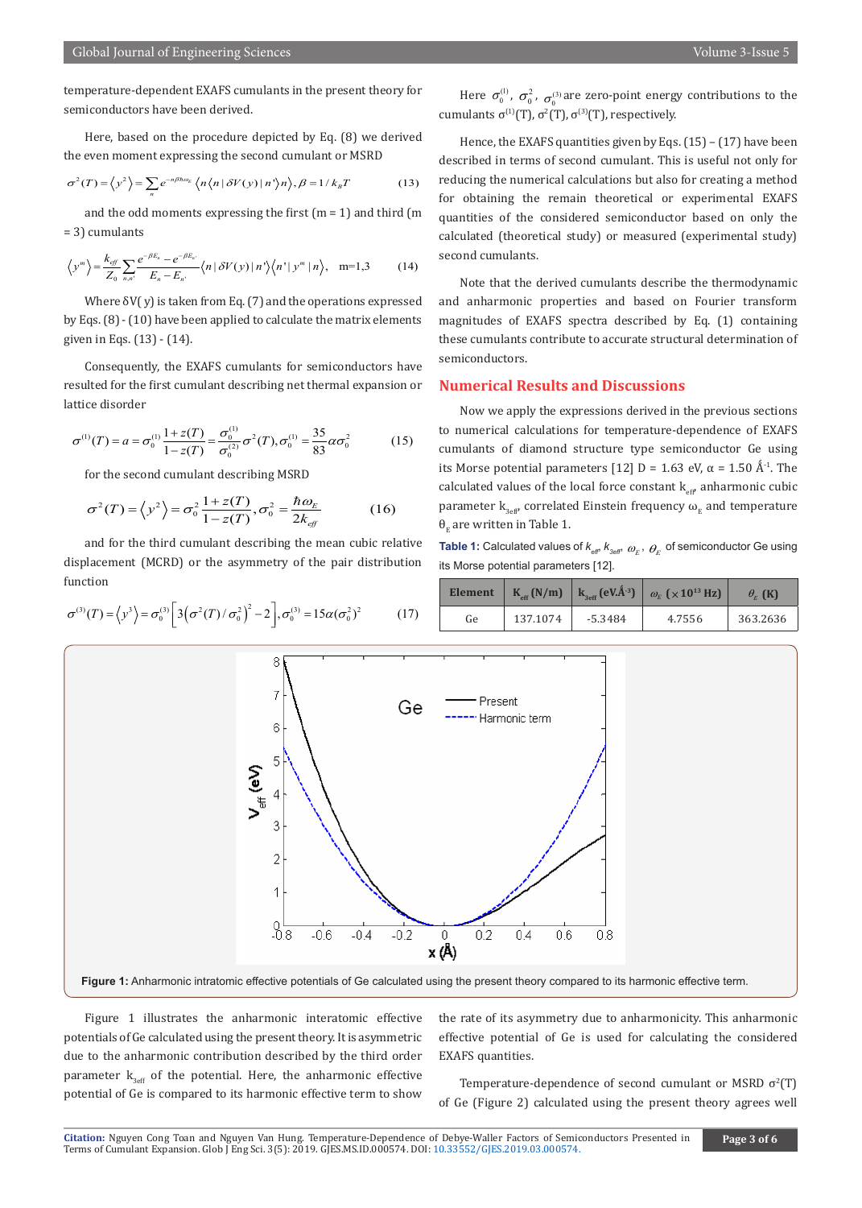temperature-dependent EXAFS cumulants in the present theory for semiconductors have been derived.

Here, based on the procedure depicted by Eq. (8) we derived the even moment expressing the second cumulant or MSRD

$$\sigma^2(T) = \langle y^2 \rangle = \sum_n e^{-n\beta\hbar\omega_E} \langle n \langle n | \delta V(y) | n' \rangle n \rangle, \beta = 1/k_B T \quad (13)$$

and the odd moments expressing the first (m = 1) and third (m = 3) cumulants

$$\langle y^m \rangle = \frac{k_{eff}}{Z_0} \sum_{n,n'} \frac{e^{-\beta E_n} - e^{-\beta E_{n'}}}{E_n - E_{n'}} \langle n | \delta V(y) | n' \rangle \langle n' | y^m | n \rangle, \quad m=1,3 \quad (14)$$

Where δV( y) is taken from Eq. (7) and the operations expressed by Eqs. (8) - (10) have been applied to calculate the matrix elements given in Eqs. (13) - (14).

Consequently, the EXAFS cumulants for semiconductors have resulted for the first cumulant describing net thermal expansion or lattice disorder

$$\sigma^{(1)}(T) = a = \sigma_0^{(1)} \frac{1+z(T)}{1-z(T)} = \frac{\sigma_0^{(1)}}{\sigma_0^{(2)}} \sigma^2(T), \sigma_0^{(1)} = \frac{35}{83} \alpha \sigma_0^2 \quad (15)$$

for the second cumulant describing MSRD

$$\sigma^2(T) = \langle y^2 \rangle = \sigma_0^2 \frac{1+z(T)}{1-z(T)}, \sigma_0^2 = \frac{\hbar\omega_E}{2k_{eff}} \quad (16)$$

and for the third cumulant describing the mean cubic relative displacement (MCRD) or the asymmetry of the pair distribution function

$$\sigma^{(3)}(T) = \langle y^3 \rangle = \sigma_0^{(3)} \left[ 3\left(\sigma^2(T)/\sigma_0^2\right)^2 - 2 \right], \sigma_0^{(3)} = 15\alpha(\sigma_0^2)^2 \quad (17)$$

Here $\sigma_0^{(1)}$, $\sigma_0^2$, $\sigma_0^{(3)}$ are zero-point energy contributions to the cumulants $\sigma^{(1)}(T)$, $\sigma^2(T)$, $\sigma^{(3)}(T)$, respectively.

Hence, the EXAFS quantities given by Eqs. (15) – (17) have been described in terms of second cumulant. This is useful not only for reducing the numerical calculations but also for creating a method for obtaining the remain theoretical or experimental EXAFS quantities of the considered semiconductor based on only the calculated (theoretical study) or measured (experimental study) second cumulants.

Note that the derived cumulants describe the thermodynamic and anharmonic properties and based on Fourier transform magnitudes of EXAFS spectra described by Eq. (1) containing these cumulants contribute to accurate structural determination of semiconductors.

## Numerical Results and Discussions

Now we apply the expressions derived in the previous sections to numerical calculations for temperature-dependence of EXAFS cumulants of diamond structure type semiconductor Ge using its Morse potential parameters [12] D = 1.63 eV, α = 1.50 Å$^{-1}$. The calculated values of the local force constant $k_{eff}$, anharmonic cubic parameter $k_{3eff}$, correlated Einstein frequency $\omega_E$ and temperature $\theta_E$ are written in Table 1.

**Table 1:** Calculated values of $k_{eff}$, $k_{3eff}$, $\omega_E$, $\theta_E$ of semiconductor Ge using its Morse potential parameters [12].

| Element | $K_{eff}$ (N/m) | $k_{3eff}$ (eV.Å$^{-3}$) | $\omega_E$ ($\times 10^{13}$ Hz) | $\theta_E$ (K) |
|---|---|---|---|---|
| Ge | 137.1074 | -5.3484 | 4.7556 | 363.2636 |

**Figure 1:** Anharmonic intratomic effective potentials of Ge calculated using the present theory compared to its harmonic effective term.

Figure 1 illustrates the anharmonic interatomic effective potentials of Ge calculated using the present theory. It is asymmetric due to the anharmonic contribution described by the third order parameter $k_{3eff}$ of the potential. Here, the anharmonic effective potential of Ge is compared to its harmonic effective term to show the rate of its asymmetry due to anharmonicity. This anharmonic effective potential of Ge is used for calculating the considered EXAFS quantities.

Temperature-dependence of second cumulant or MSRD $\sigma^2(T)$ of Ge (Figure 2) calculated using the present theory agrees well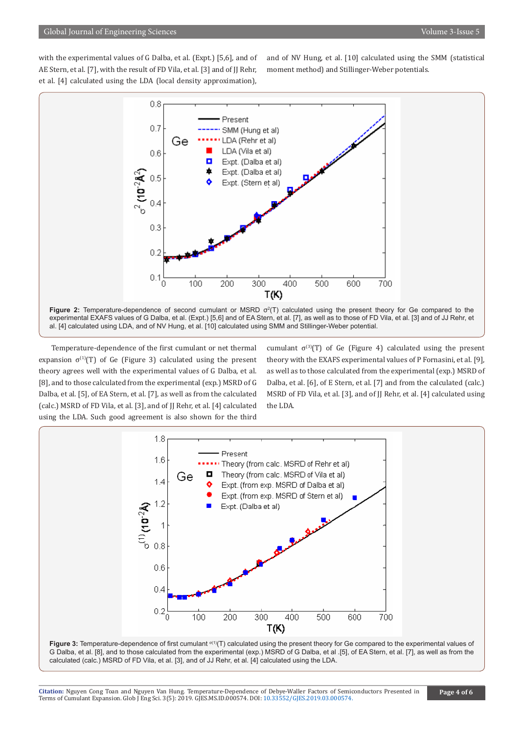with the experimental values of G Dalba, et al. (Expt.) [5,6], and of AE Stern, et al. [7], with the result of FD Vila, et al. [3] and of JJ Rehr, et al. [4] calculated using the LDA (local density approximation), and of NV Hung, et al. [10] calculated using the SMM (statistical moment method) and Stillinger-Weber potentials.

**Figure 2:** Temperature-dependence of second cumulant or MSRD $\sigma^2(T)$ calculated using the present theory for Ge compared to the experimental EXAFS values of G Dalba, et al. (Expt.) [5,6] and of EA Stern, et al. [7], as well as to those of FD Vila, et al. [3] and of JJ Rehr, et al. [4] calculated using LDA, and of NV Hung, et al. [10] calculated using SMM and Stillinger-Weber potential.

Temperature-dependence of the first cumulant or net thermal expansion $\sigma^{(1)}(T)$ of Ge (Figure 3) calculated using the present theory agrees well with the experimental values of G Dalba, et al. [8], and to those calculated from the experimental (exp.) MSRD of G Dalba, et al. [5], of EA Stern, et al. [7], as well as from the calculated (calc.) MSRD of FD Vila, et al. [3], and of JJ Rehr, et al. [4] calculated using the LDA. Such good agreement is also shown for the third cumulant $\sigma^{(3)}(T)$ of Ge (Figure 4) calculated using the present theory with the EXAFS experimental values of P Fornasini, et al. [9], as well as to those calculated from the experimental (exp.) MSRD of Dalba, et al. [6], of E Stern, et al. [7] and from the calculated (calc.) MSRD of FD Vila, et al. [3], and of JJ Rehr, et al. [4] calculated using the LDA.

**Figure 3:** Temperature-dependence of first cumulant $\sigma^{(1)}(T)$ calculated using the present theory for Ge compared to the experimental values of G Dalba, et al. [8], and to those calculated from the experimental (exp.) MSRD of G Dalba, et al [5], of EA Stern, et al. [7], as well as from the calculated (calc.) MSRD of FD Vila, et al. [3], and of JJ Rehr, et al. [4] calculated using the LDA.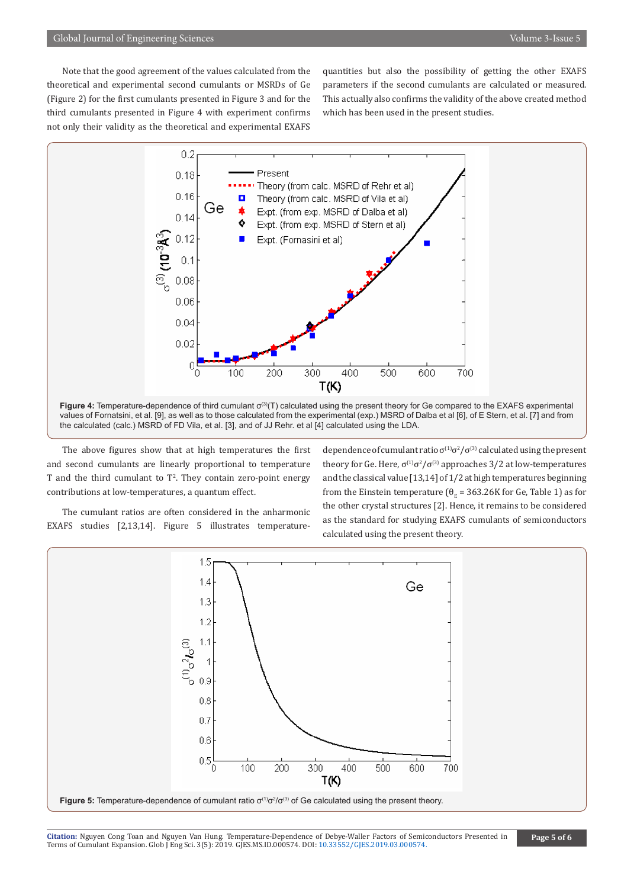Note that the good agreement of the values calculated from the theoretical and experimental second cumulants or MSRDs of Ge (Figure 2) for the first cumulants presented in Figure 3 and for the third cumulants presented in Figure 4 with experiment confirms not only their validity as the theoretical and experimental EXAFS quantities but also the possibility of getting the other EXAFS parameters if the second cumulants are calculated or measured. This actually also confirms the validity of the above created method which has been used in the present studies.

**Figure 4:** Temperature-dependence of third cumulant $\sigma^{(3)}(T)$ calculated using the present theory for Ge compared to the EXAFS experimental values of Fornatsini, et al. [9], as well as to those calculated from the experimental (exp.) MSRD of Dalba et al [6], of E Stern, et al. [7] and from the calculated (calc.) MSRD of FD Vila, et al. [3], and of JJ Rehr. et al [4] calculated using the LDA.

The above figures show that at high temperatures the first and second cumulants are linearly proportional to temperature T and the third cumulant to $T^2$. They contain zero-point energy contributions at low-temperatures, a quantum effect.

The cumulant ratios are often considered in the anharmonic EXAFS studies [2,13,14]. Figure 5 illustrates temperature-dependence of cumulant ratio $\sigma^{(1)}\sigma^2/\sigma^{(3)}$ calculated using the present theory for Ge. Here, $\sigma^{(1)}\sigma^2/\sigma^{(3)}$ approaches 3/2 at low-temperatures and the classical value [13,14] of 1/2 at high temperatures beginning from the Einstein temperature ($\theta_E$ = 363.26K for Ge, Table 1) as for the other crystal structures [2]. Hence, it remains to be considered as the standard for studying EXAFS cumulants of semiconductors calculated using the present theory.

**Figure 5:** Temperature-dependence of cumulant ratio $\sigma^{(1)}\sigma^2/\sigma^{(3)}$ of Ge calculated using the present theory.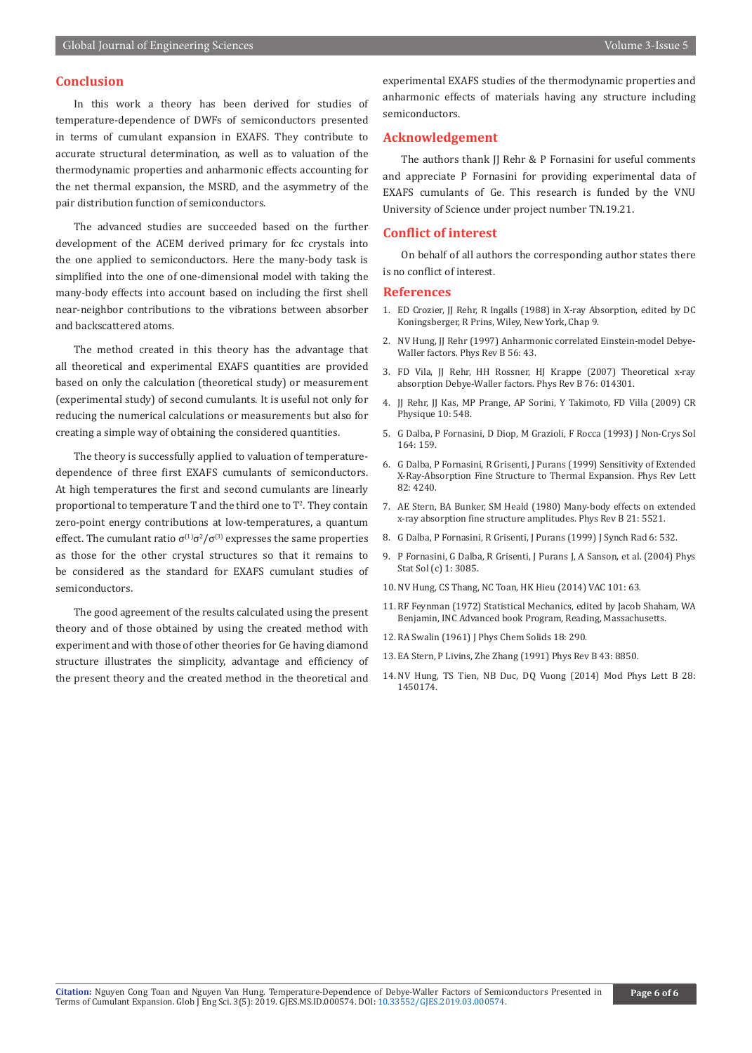## Conclusion

In this work a theory has been derived for studies of temperature-dependence of DWFs of semiconductors presented in terms of cumulant expansion in EXAFS. They contribute to accurate structural determination, as well as to valuation of the thermodynamic properties and anharmonic effects accounting for the net thermal expansion, the MSRD, and the asymmetry of the pair distribution function of semiconductors.

The advanced studies are succeeded based on the further development of the ACEM derived primary for fcc crystals into the one applied to semiconductors. Here the many-body task is simplified into the one of one-dimensional model with taking the many-body effects into account based on including the first shell near-neighbor contributions to the vibrations between absorber and backscattered atoms.

The method created in this theory has the advantage that all theoretical and experimental EXAFS quantities are provided based on only the calculation (theoretical study) or measurement (experimental study) of second cumulants. It is useful not only for reducing the numerical calculations or measurements but also for creating a simple way of obtaining the considered quantities.

The theory is successfully applied to valuation of temperature-dependence of three first EXAFS cumulants of semiconductors. At high temperatures the first and second cumulants are linearly proportional to temperature T and the third one to $T^2$. They contain zero-point energy contributions at low-temperatures, a quantum effect. The cumulant ratio $\sigma^{(1)}\sigma^2/\sigma^{(3)}$ expresses the same properties as those for the other crystal structures so that it remains to be considered as the standard for EXAFS cumulant studies of semiconductors.

The good agreement of the results calculated using the present theory and of those obtained by using the created method with experiment and with those of other theories for Ge having diamond structure illustrates the simplicity, advantage and efficiency of the present theory and the created method in the theoretical and experimental EXAFS studies of the thermodynamic properties and anharmonic effects of materials having any structure including semiconductors.

## Acknowledgement

The authors thank JJ Rehr & P Fornasini for useful comments and appreciate P Fornasini for providing experimental data of EXAFS cumulants of Ge. This research is funded by the VNU University of Science under project number TN.19.21.

## Conflict of interest

On behalf of all authors the corresponding author states there is no conflict of interest.

## References

1. ED Crozier, JJ Rehr, R Ingalls (1988) in X-ray Absorption, edited by DC Koningsberger, R Prins, Wiley, New York, Chap 9.
2. NV Hung, JJ Rehr (1997) Anharmonic correlated Einstein-model Debye-Waller factors. Phys Rev B 56: 43.
3. FD Vila, JJ Rehr, HH Rossner, HJ Krappe (2007) Theoretical x-ray absorption Debye-Waller factors. Phys Rev B 76: 014301.
4. JJ Rehr, JJ Kas, MP Prange, AP Sorini, Y Takimoto, FD Villa (2009) CR Physique 10: 548.
5. G Dalba, P Fornasini, D Diop, M Grazioli, F Rocca (1993) J Non-Crys Sol 164: 159.
6. G Dalba, P Fornasini, R Grisenti, J Purans (1999) Sensitivity of Extended X-Ray-Absorption Fine Structure to Thermal Expansion. Phys Rev Lett 82: 4240.
7. AE Stern, BA Bunker, SM Heald (1980) Many-body effects on extended x-ray absorption fine structure amplitudes. Phys Rev B 21: 5521.
8. G Dalba, P Fornasini, R Grisenti, J Purans (1999) J Synch Rad 6: 532.
9. P Fornasini, G Dalba, R Grisenti, J Purans J, A Sanson, et al. (2004) Phys Stat Sol (c) 1: 3085.
10. NV Hung, CS Thang, NC Toan, HK Hieu (2014) VAC 101: 63.
11. RF Feynman (1972) Statistical Mechanics, edited by Jacob Shaham, WA Benjamin, INC Advanced book Program, Reading, Massachusetts.
12. RA Swalin (1961) J Phys Chem Solids 18: 290.
13. EA Stern, P Livins, Zhe Zhang (1991) Phys Rev B 43: 8850.
14. NV Hung, TS Tien, NB Duc, DQ Vuong (2014) Mod Phys Lett B 28: 1450174.